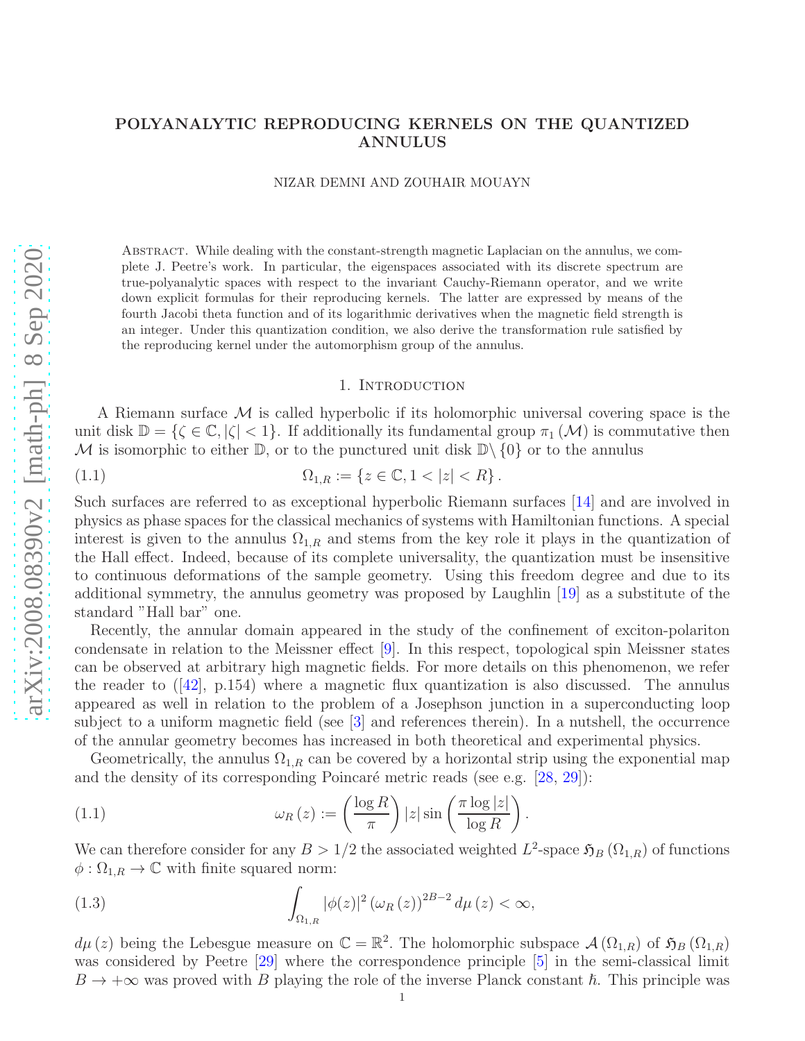# POLYANALYTIC REPRODUCING KERNELS ON THE QUANTIZED ANNULUS

NIZAR DEMNI AND ZOUHAIR MOUAYN

Abstract. While dealing with the constant-strength magnetic Laplacian on the annulus, we complete J. Peetre's work. In particular, the eigenspaces associated with its discrete spectrum are true-polyanalytic spaces with respect to the invariant Cauchy-Riemann operator, and we write down explicit formulas for their reproducing kernels. The latter are expressed by means of the fourth Jacobi theta function and of its logarithmic derivatives when the magnetic field strength is an integer. Under this quantization condition, we also derive the transformation rule satisfied by the reproducing kernel under the automorphism group of the annulus.

## 1. Introduction

A Riemann surface $\mathcal{M}$ is called hyperbolic if its holomorphic universal covering space is the unit disk $\mathbb{D} = \{\zeta \in \mathbb{C}, |\zeta| < 1\}$. If additionally its fundamental group $\pi_1(\mathcal{M})$ is commutative then $\mathcal{M}$ is isomorphic to either $\mathbb{D}$, or to the punctured unit disk $\mathbb{D}\setminus\{0\}$ or to the annulus

$$\Omega_{1,R} := \{z \in \mathbb{C}, 1 < |z| < R\}. \tag{1.1}$$

Such surfaces are referred to as exceptional hyperbolic Riemann surfaces [14] and are involved in physics as phase spaces for the classical mechanics of systems with Hamiltonian functions. A special interest is given to the annulus $\Omega_{1,R}$ and stems from the key role it plays in the quantization of the Hall effect. Indeed, because of its complete universality, the quantization must be insensitive to continuous deformations of the sample geometry. Using this freedom degree and due to its additional symmetry, the annulus geometry was proposed by Laughlin [19] as a substitute of the standard "Hall bar" one.

Recently, the annular domain appeared in the study of the confinement of exciton-polariton condensate in relation to the Meissner effect [9]. In this respect, topological spin Meissner states can be observed at arbitrary high magnetic fields. For more details on this phenomenon, we refer the reader to ([42], p.154) where a magnetic flux quantization is also discussed. The annulus appeared as well in relation to the problem of a Josephson junction in a superconducting loop subject to a uniform magnetic field (see [3] and references therein). In a nutshell, the occurrence of the annular geometry becomes has increased in both theoretical and experimental physics.

Geometrically, the annulus $\Omega_{1,R}$ can be covered by a horizontal strip using the exponential map and the density of its corresponding Poincaré metric reads (see e.g. [28, 29]):

$$\omega_R(z) := \left(\frac{\log R}{\pi}\right)|z|\sin\left(\frac{\pi \log|z|}{\log R}\right). \tag{1.1}$$

We can therefore consider for any $B > 1/2$ the associated weighted $L^2$-space $\mathfrak{H}_B(\Omega_{1,R})$ of functions $\phi : \Omega_{1,R} \to \mathbb{C}$ with finite squared norm:

$$\int_{\Omega_{1,R}} |\phi(z)|^2 (\omega_R(z))^{2B-2}\, d\mu(z) < \infty, \tag{1.3}$$

$d\mu(z)$ being the Lebesgue measure on $\mathbb{C} = \mathbb{R}^2$. The holomorphic subspace $\mathcal{A}(\Omega_{1,R})$ of $\mathfrak{H}_B(\Omega_{1,R})$ was considered by Peetre [29] where the correspondence principle [5] in the semi-classical limit $B \to +\infty$ was proved with $B$ playing the role of the inverse Planck constant $\hbar$. This principle was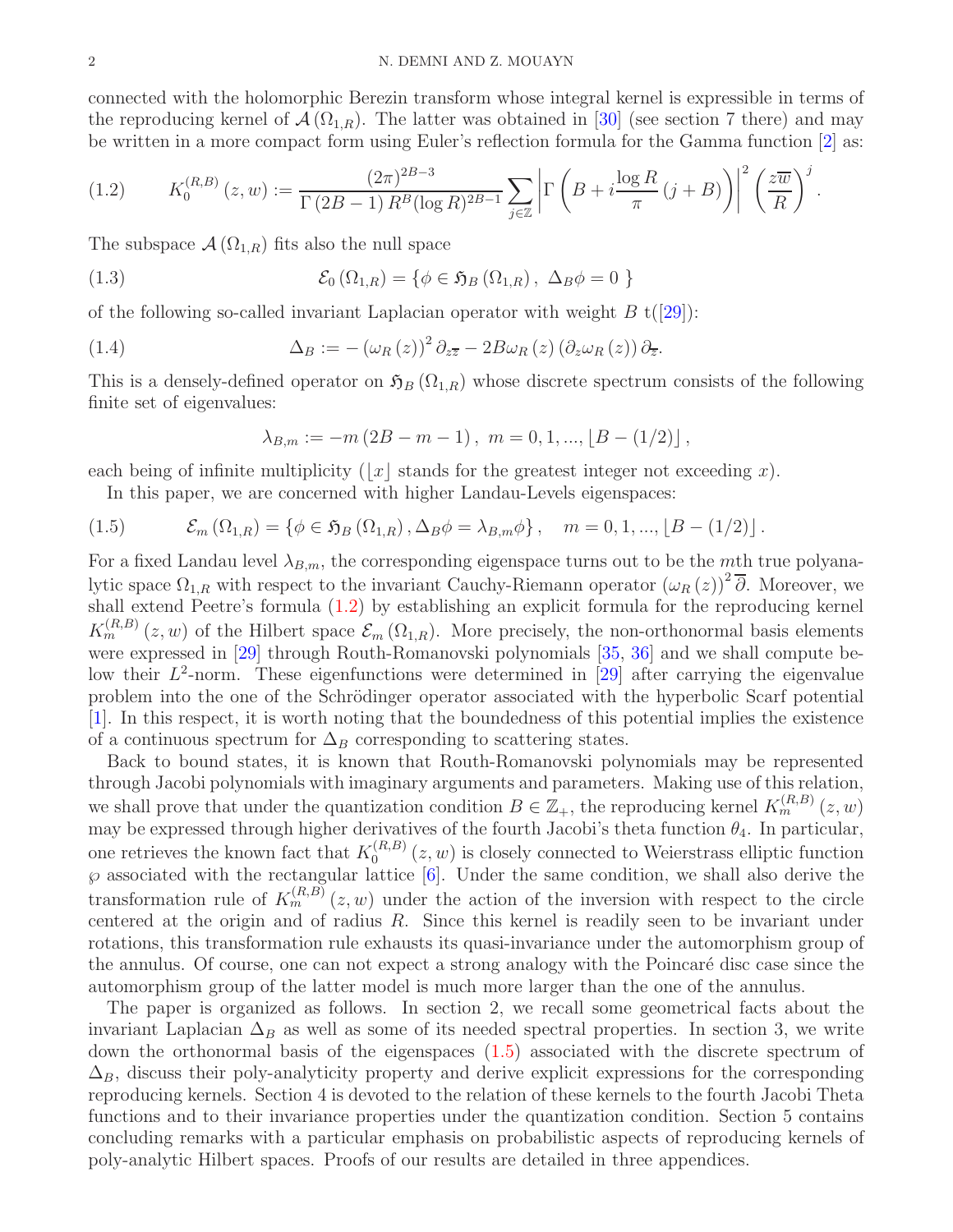connected with the holomorphic Berezin transform whose integral kernel is expressible in terms of the reproducing kernel of $\mathcal{A}(\Omega_{1,R})$. The latter was obtained in [30] (see section 7 there) and may be written in a more compact form using Euler's reflection formula for the Gamma function [2] as:

$$K_0^{(R,B)}(z,w) := \frac{(2\pi)^{2B-3}}{\Gamma(2B-1)\,R^B(\log R)^{2B-1}} \sum_{j\in\mathbb{Z}} \left|\Gamma\left(B + i\frac{\log R}{\pi}(j+B)\right)\right|^2 \left(\frac{z\overline{w}}{R}\right)^j. \tag{1.2}$$

The subspace $\mathcal{A}(\Omega_{1,R})$ fits also the null space

$$\mathcal{E}_0(\Omega_{1,R}) = \{\phi \in \mathfrak{H}_B(\Omega_{1,R}),\ \Delta_B\phi = 0\ \} \tag{1.3}$$

of the following so-called invariant Laplacian operator with weight $B$ t([29]):

$$\Delta_B := -(\omega_R(z))^2\,\partial_{z\overline{z}} - 2B\omega_R(z)\,(\partial_z\omega_R(z))\,\partial_{\overline{z}}. \tag{1.4}$$

This is a densely-defined operator on $\mathfrak{H}_B(\Omega_{1,R})$ whose discrete spectrum consists of the following finite set of eigenvalues:

$$\lambda_{B,m} := -m(2B-m-1),\ m = 0,1,...,\lfloor B-(1/2)\rfloor,$$

each being of infinite multiplicity ($\lfloor x\rfloor$ stands for the greatest integer not exceeding $x$).

In this paper, we are concerned with higher Landau-Levels eigenspaces:

$$\mathcal{E}_m(\Omega_{1,R}) = \{\phi \in \mathfrak{H}_B(\Omega_{1,R}),\Delta_B\phi = \lambda_{B,m}\phi\},\quad m = 0,1,...,\lfloor B-(1/2)\rfloor. \tag{1.5}$$

For a fixed Landau level $\lambda_{B,m}$, the corresponding eigenspace turns out to be the $m$th true polyanalytic space $\Omega_{1,R}$ with respect to the invariant Cauchy-Riemann operator $(\omega_R(z))^2\,\overline{\partial}$. Moreover, we shall extend Peetre's formula (1.2) by establishing an explicit formula for the reproducing kernel $K_m^{(R,B)}(z,w)$ of the Hilbert space $\mathcal{E}_m(\Omega_{1,R})$. More precisely, the non-orthonormal basis elements were expressed in [29] through Routh-Romanovski polynomials [35, 36] and we shall compute below their $L^2$-norm. These eigenfunctions were determined in [29] after carrying the eigenvalue problem into the one of the Schrödinger operator associated with the hyperbolic Scarf potential [1]. In this respect, it is worth noting that the boundedness of this potential implies the existence of a continuous spectrum for $\Delta_B$ corresponding to scattering states.

Back to bound states, it is known that Routh-Romanovski polynomials may be represented through Jacobi polynomials with imaginary arguments and parameters. Making use of this relation, we shall prove that under the quantization condition $B \in \mathbb{Z}_+$, the reproducing kernel $K_m^{(R,B)}(z,w)$ may be expressed through higher derivatives of the fourth Jacobi's theta function $\theta_4$. In particular, one retrieves the known fact that $K_0^{(R,B)}(z,w)$ is closely connected to Weierstrass elliptic function $\wp$ associated with the rectangular lattice [6]. Under the same condition, we shall also derive the transformation rule of $K_m^{(R,B)}(z,w)$ under the action of the inversion with respect to the circle centered at the origin and of radius $R$. Since this kernel is readily seen to be invariant under rotations, this transformation rule exhausts its quasi-invariance under the automorphism group of the annulus. Of course, one can not expect a strong analogy with the Poincaré disc case since the automorphism group of the latter model is much more larger than the one of the annulus.

The paper is organized as follows. In section 2, we recall some geometrical facts about the invariant Laplacian $\Delta_B$ as well as some of its needed spectral properties. In section 3, we write down the orthonormal basis of the eigenspaces (1.5) associated with the discrete spectrum of $\Delta_B$, discuss their poly-analyticity property and derive explicit expressions for the corresponding reproducing kernels. Section 4 is devoted to the relation of these kernels to the fourth Jacobi Theta functions and to their invariance properties under the quantization condition. Section 5 contains concluding remarks with a particular emphasis on probabilistic aspects of reproducing kernels of poly-analytic Hilbert spaces. Proofs of our results are detailed in three appendices.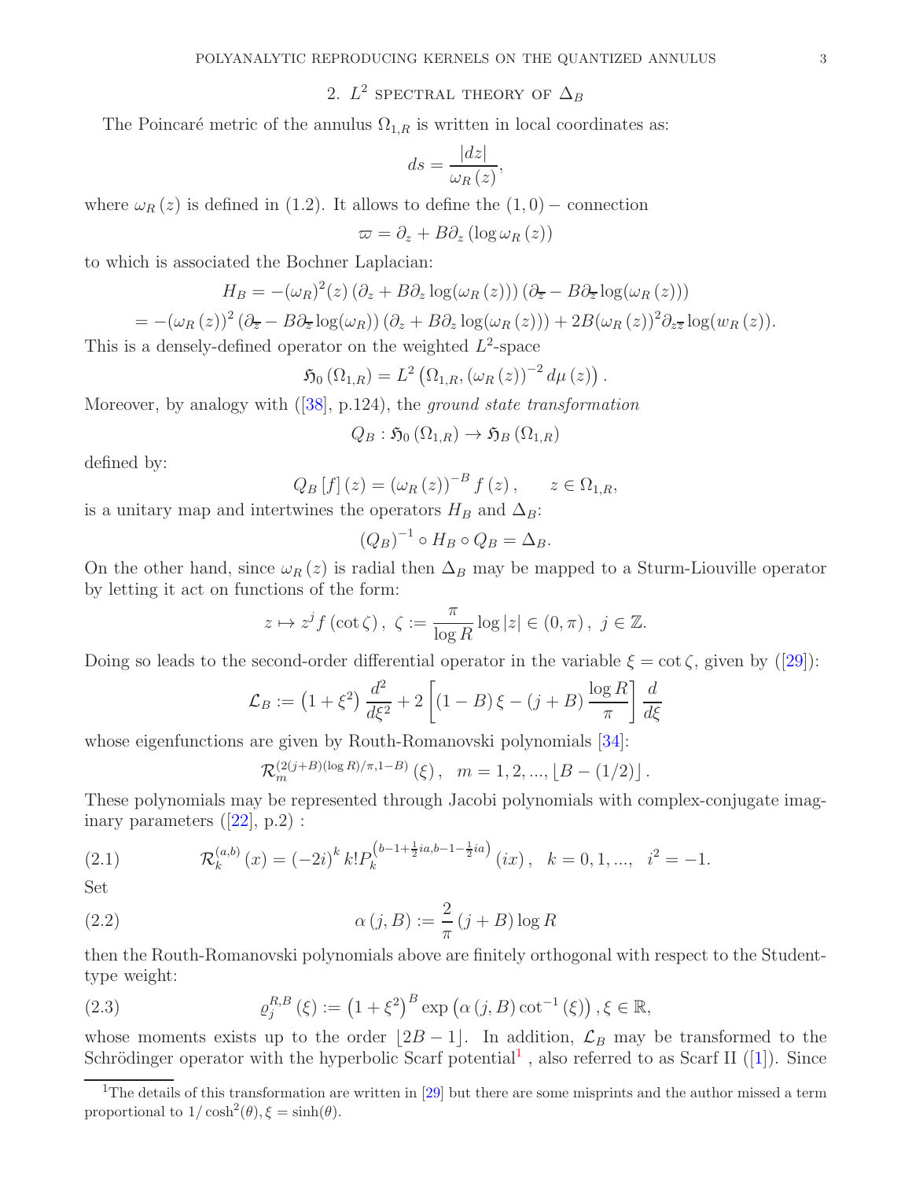## 2. $L^2$ spectral theory of $\Delta_B$

The Poincaré metric of the annulus $\Omega_{1,R}$ is written in local coordinates as:

$$ds = \frac{|dz|}{\omega_R(z)},$$

where $\omega_R(z)$ is defined in (1.2). It allows to define the $(1,0)-$ connection

$$\varpi = \partial_z + B\partial_z(\log \omega_R(z))$$

to which is associated the Bochner Laplacian:

$$H_B = -(\omega_R)^2(z)\left(\partial_z + B\partial_z \log(\omega_R(z))\right)\left(\partial_{\overline{z}} - B\partial_{\overline{z}}\log(\omega_R(z))\right)$$
$$= -(\omega_R(z))^2\left(\partial_{\overline{z}} - B\partial_{\overline{z}}\log(\omega_R)\right)\left(\partial_z + B\partial_z\log(\omega_R(z))\right) + 2B(\omega_R(z))^2\partial_{z\overline{z}}\log(w_R(z)).$$

This is a densely-defined operator on the weighted $L^2$-space

$$\mathfrak{H}_0(\Omega_{1,R}) = L^2\left(\Omega_{1,R}, (\omega_R(z))^{-2}d\mu(z)\right).$$

Moreover, by analogy with ([38], p.124), the *ground state transformation*

$$Q_B : \mathfrak{H}_0(\Omega_{1,R}) \to \mathfrak{H}_B(\Omega_{1,R})$$

defined by:

$$Q_B[f](z) = (\omega_R(z))^{-B} f(z), \qquad z \in \Omega_{1,R},$$

is a unitary map and intertwines the operators $H_B$ and $\Delta_B$:

$$(Q_B)^{-1} \circ H_B \circ Q_B = \Delta_B.$$

On the other hand, since $\omega_R(z)$ is radial then $\Delta_B$ may be mapped to a Sturm-Liouville operator by letting it act on functions of the form:

$$z \mapsto z^j f(\cot\zeta),\ \zeta := \frac{\pi}{\log R}\log|z| \in (0,\pi),\ j \in \mathbb{Z}.$$

Doing so leads to the second-order differential operator in the variable $\xi = \cot\zeta$, given by ([29]):

$$\mathcal{L}_B := \left(1+\xi^2\right)\frac{d^2}{d\xi^2} + 2\left[(1-B)\xi - (j+B)\frac{\log R}{\pi}\right]\frac{d}{d\xi}$$

whose eigenfunctions are given by Routh-Romanovski polynomials [34]:

$$\mathcal{R}_m^{(2(j+B)(\log R)/\pi, 1-B)}(\xi),\quad m = 1,2,\dots,\lfloor B-(1/2)\rfloor.$$

These polynomials may be represented through Jacobi polynomials with complex-conjugate imaginary parameters ([22], p.2) :

$$\mathcal{R}_k^{(a,b)}(x) = (-2i)^k k! P_k^{\left(b-1+\frac{1}{2}ia, b-1-\frac{1}{2}ia\right)}(ix),\quad k=0,1,\dots,\quad i^2=-1. \tag{2.1}$$

Set

$$\alpha(j,B) := \frac{2}{\pi}(j+B)\log R \tag{2.2}$$

then the Routh-Romanovski polynomials above are finitely orthogonal with respect to the Student-type weight:

$$\varrho_j^{R,B}(\xi) := \left(1+\xi^2\right)^B \exp\left(\alpha(j,B)\cot^{-1}(\xi)\right), \xi \in \mathbb{R}, \tag{2.3}$$

whose moments exists up to the order $\lfloor 2B-1\rfloor$. In addition, $\mathcal{L}_B$ may be transformed to the Schrödinger operator with the hyperbolic Scarf potential[1] , also referred to as Scarf II ([1]). Since

[1] The details of this transformation are written in [29] but there are some misprints and the author missed a term proportional to $1/\cosh^2(\theta), \xi = \sinh(\theta)$.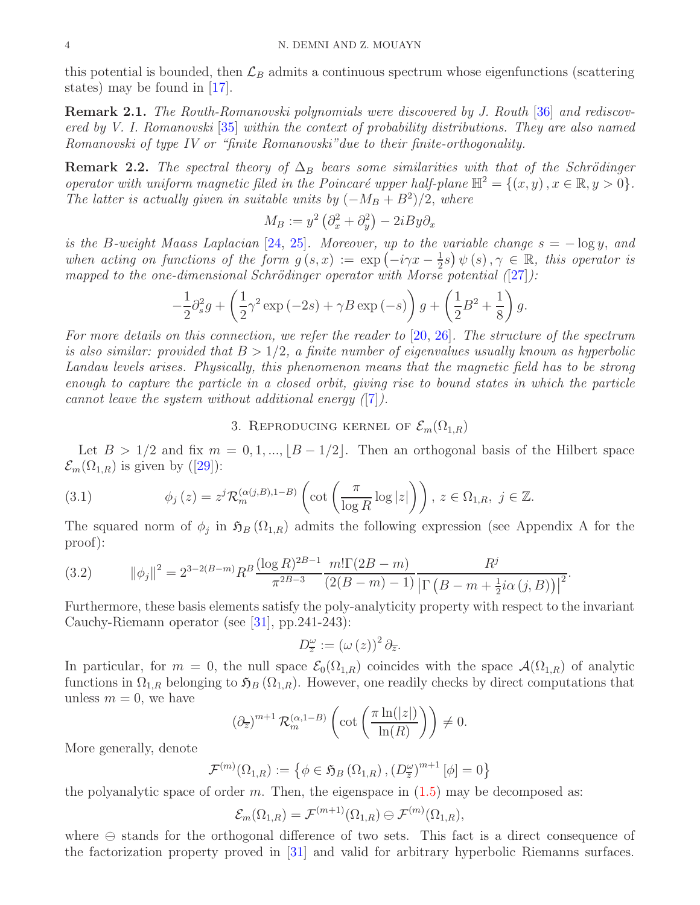this potential is bounded, then $\mathcal{L}_B$ admits a continuous spectrum whose eigenfunctions (scattering states) may be found in [17].

**Remark 2.1.** *The Routh-Romanovski polynomials were discovered by J. Routh [36] and rediscovered by V. I. Romanovski [35] within the context of probability distributions. They are also named Romanovski of type IV or "finite Romanovski"due to their finite-orthogonality.*

**Remark 2.2.** *The spectral theory of $\Delta_B$ bears some similarities with that of the Schrödinger operator with uniform magnetic filed in the Poincaré upper half-plane $\mathbb{H}^2 = \{(x, y), x \in \mathbb{R}, y > 0\}$. The latter is actually given in suitable units by $(-M_B + B^2)/2$, where*

$$M_B := y^2 \left(\partial_x^2 + \partial_y^2\right) - 2iBy\partial_x$$

*is the B-weight Maass Laplacian [24, 25]. Moreover, up to the variable change $s = -\log y$, and when acting on functions of the form $g(s, x) := \exp\left(-i\gamma x - \frac{1}{2}s\right)\psi(s), \gamma \in \mathbb{R}$, this operator is mapped to the one-dimensional Schrödinger operator with Morse potential ([27]):*

$$-\frac{1}{2}\partial_s^2 g + \left(\frac{1}{2}\gamma^2 \exp(-2s) + \gamma B \exp(-s)\right) g + \left(\frac{1}{2}B^2 + \frac{1}{8}\right) g.$$

*For more details on this connection, we refer the reader to [20, 26]. The structure of the spectrum is also similar: provided that $B > 1/2$, a finite number of eigenvalues usually known as hyperbolic Landau levels arises. Physically, this phenomenon means that the magnetic field has to be strong enough to capture the particle in a closed orbit, giving rise to bound states in which the particle cannot leave the system without additional energy ([7]).*

## 3. Reproducing kernel of $\mathcal{E}_m(\Omega_{1,R})$

Let $B > 1/2$ and fix $m = 0, 1, ..., \lfloor B - 1/2 \rfloor$. Then an orthogonal basis of the Hilbert space $\mathcal{E}_m(\Omega_{1,R})$ is given by ([29]):

$$\phi_j(z) = z^j \mathcal{R}_m^{(\alpha(j,B),1-B)}\left(\cot\left(\frac{\pi}{\log R}\log|z|\right)\right),\ z \in \Omega_{1,R},\ j \in \mathbb{Z}. \tag{3.1}$$

The squared norm of $\phi_j$ in $\mathfrak{H}_B(\Omega_{1,R})$ admits the following expression (see Appendix A for the proof):

$$\|\phi_j\|^2 = 2^{3-2(B-m)} R^B \frac{(\log R)^{2B-1}}{\pi^{2B-3}} \frac{m!\Gamma(2B-m)}{(2(B-m)-1)} \frac{R^j}{\left|\Gamma\left(B - m + \frac{1}{2}i\alpha(j,B)\right)\right|^2}. \tag{3.2}$$

Furthermore, these basis elements satisfy the poly-analyticity property with respect to the invariant Cauchy-Riemann operator (see [31], pp.241-243):

$$D_{\overline{z}}^{\omega} := (\omega(z))^2 \partial_{\overline{z}}.$$

In particular, for $m = 0$, the null space $\mathcal{E}_0(\Omega_{1,R})$ coincides with the space $\mathcal{A}(\Omega_{1,R})$ of analytic functions in $\Omega_{1,R}$ belonging to $\mathfrak{H}_B(\Omega_{1,R})$. However, one readily checks by direct computations that unless $m = 0$, we have

$$(\partial_{\overline{z}})^{m+1} \mathcal{R}_m^{(\alpha,1-B)}\left(\cot\left(\frac{\pi \ln(|z|)}{\ln(R)}\right)\right) \neq 0.$$

More generally, denote

$$\mathcal{F}^{(m)}(\Omega_{1,R}) := \left\{\phi \in \mathfrak{H}_B(\Omega_{1,R}), (D_{\overline{z}}^{\omega})^{m+1}[\phi] = 0\right\}$$

the polyanalytic space of order $m$. Then, the eigenspace in (1.5) may be decomposed as:

$$\mathcal{E}_m(\Omega_{1,R}) = \mathcal{F}^{(m+1)}(\Omega_{1,R}) \ominus \mathcal{F}^{(m)}(\Omega_{1,R}),$$

where $\ominus$ stands for the orthogonal difference of two sets. This fact is a direct consequence of the factorization property proved in [31] and valid for arbitrary hyperbolic Riemanns surfaces.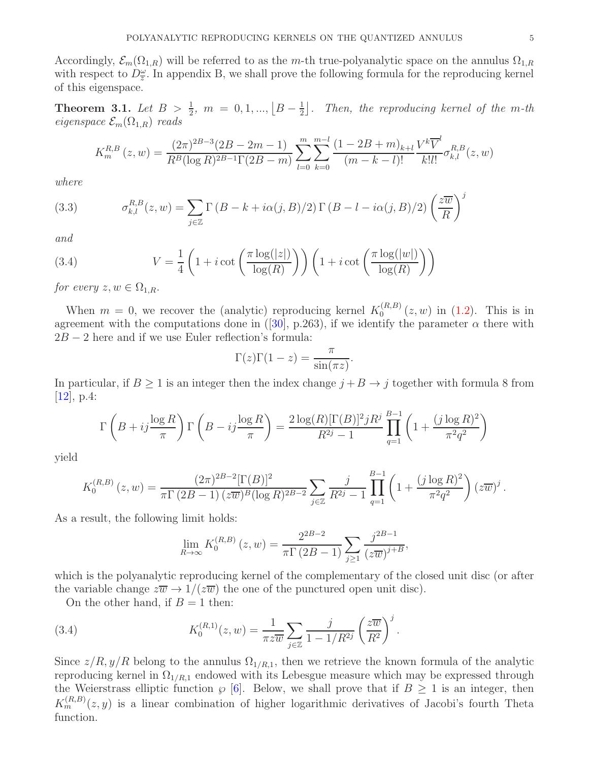Accordingly, $\mathcal{E}_m(\Omega_{1,R})$ will be referred to as the $m$-th true-polyanalytic space on the annulus $\Omega_{1,R}$ with respect to $D^{\omega}_{\bar{z}}$. In appendix B, we shall prove the following formula for the reproducing kernel of this eigenspace.

**Theorem 3.1.** *Let $B > \frac{1}{2}$, $m = 0, 1, ..., \left\lfloor B - \frac{1}{2} \right\rfloor$. Then, the reproducing kernel of the $m$-th eigenspace $\mathcal{E}_m(\Omega_{1,R})$ reads*

$$K^{R,B}_m(z,w) = \frac{(2\pi)^{2B-3}(2B-2m-1)}{R^B(\log R)^{2B-1}\Gamma(2B-m)} \sum_{l=0}^{m}\sum_{k=0}^{m-l} \frac{(1-2B+m)_{k+l}}{(m-k-l)!}\frac{V^k\overline{V}^l}{k!l!}\sigma^{R,B}_{k,l}(z,w)$$

*where*

$$\sigma^{R,B}_{k,l}(z,w) = \sum_{j\in\mathbb{Z}} \Gamma\left(B - k + i\alpha(j,B)/2\right)\Gamma\left(B - l - i\alpha(j,B)/2\right)\left(\frac{z\overline{w}}{R}\right)^j \tag{3.3}$$

*and*

$$V = \frac{1}{4}\left(1 + i\cot\left(\frac{\pi\log(|z|)}{\log(R)}\right)\right)\left(1 + i\cot\left(\frac{\pi\log(|w|)}{\log(R)}\right)\right) \tag{3.4}$$

*for every $z, w \in \Omega_{1,R}$.*

When $m = 0$, we recover the (analytic) reproducing kernel $K^{(R,B)}_0(z,w)$ in (1.2). This is in agreement with the computations done in ([30], p.263), if we identify the parameter $\alpha$ there with $2B-2$ here and if we use Euler reflection's formula:

$$\Gamma(z)\Gamma(1-z) = \frac{\pi}{\sin(\pi z)}.$$

In particular, if $B \geq 1$ is an integer then the index change $j + B \to j$ together with formula 8 from [12], p.4:

$$\Gamma\left(B + ij\frac{\log R}{\pi}\right)\Gamma\left(B - ij\frac{\log R}{\pi}\right) = \frac{2\log(R)[\Gamma(B)]^2 jR^j}{R^{2j}-1}\prod_{q=1}^{B-1}\left(1 + \frac{(j\log R)^2}{\pi^2 q^2}\right)$$

yield

$$K^{(R,B)}_0(z,w) = \frac{(2\pi)^{2B-2}[\Gamma(B)]^2}{\pi\Gamma(2B-1)(z\overline{w})^B(\log R)^{2B-2}}\sum_{j\in\mathbb{Z}}\frac{j}{R^{2j}-1}\prod_{q=1}^{B-1}\left(1 + \frac{(j\log R)^2}{\pi^2 q^2}\right)(z\overline{w})^j.$$

As a result, the following limit holds:

$$\lim_{R\to\infty} K^{(R,B)}_0(z,w) = \frac{2^{2B-2}}{\pi\Gamma(2B-1)}\sum_{j\geq 1}\frac{j^{2B-1}}{(z\overline{w})^{j+B}},$$

which is the polyanalytic reproducing kernel of the complementary of the closed unit disc (or after the variable change $z\overline{w} \to 1/(z\overline{w})$ the one of the punctured open unit disc).

On the other hand, if $B = 1$ then:

$$K^{(R,1)}_0(z,w) = \frac{1}{\pi z\overline{w}}\sum_{j\in\mathbb{Z}}\frac{j}{1-1/R^{2j}}\left(\frac{z\overline{w}}{R^2}\right)^j. \tag{3.4}$$

Since $z/R, y/R$ belong to the annulus $\Omega_{1/R,1}$, then we retrieve the known formula of the analytic reproducing kernel in $\Omega_{1/R,1}$ endowed with its Lebesgue measure which may be expressed through the Weierstrass elliptic function $\wp$ [6]. Below, we shall prove that if $B \geq 1$ is an integer, then $K^{(R,B)}_m(z,y)$ is a linear combination of higher logarithmic derivatives of Jacobi's fourth Theta function.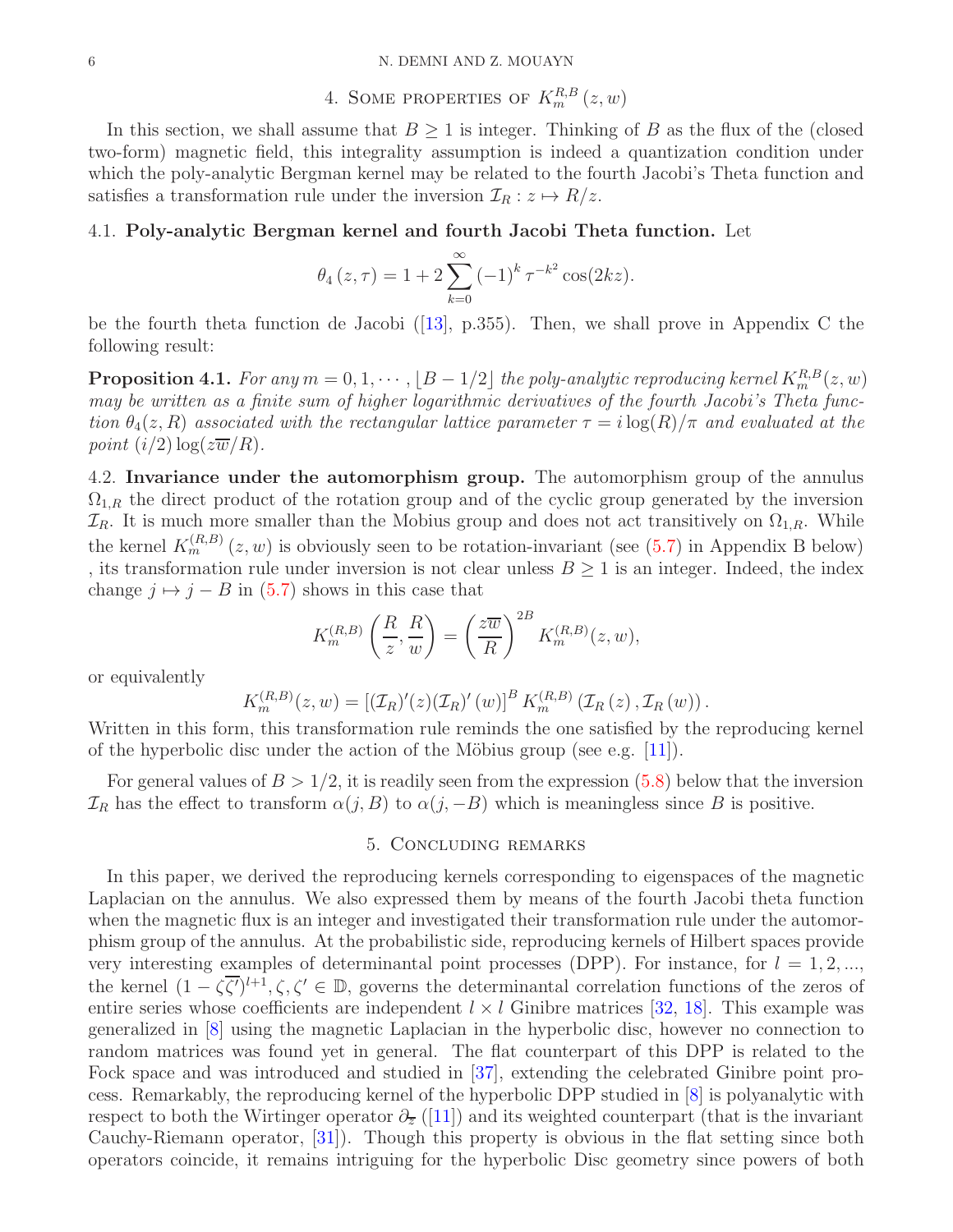## 4. Some properties of $K_m^{R,B}(z,w)$

In this section, we shall assume that $B \geq 1$ is integer. Thinking of $B$ as the flux of the (closed two-form) magnetic field, this integrality assumption is indeed a quantization condition under which the poly-analytic Bergman kernel may be related to the fourth Jacobi's Theta function and satisfies a transformation rule under the inversion $\mathcal{I}_R : z \mapsto R/z$.

### 4.1. Poly-analytic Bergman kernel and fourth Jacobi Theta function.

Let

$$\theta_4(z,\tau) = 1 + 2\sum_{k=0}^{\infty} (-1)^k \tau^{-k^2} \cos(2kz).$$

be the fourth theta function de Jacobi ([13], p.355). Then, we shall prove in Appendix C the following result:

**Proposition 4.1.** *For any $m = 0, 1, \cdots, \lfloor B - 1/2 \rfloor$ the poly-analytic reproducing kernel $K_m^{R,B}(z,w)$ may be written as a finite sum of higher logarithmic derivatives of the fourth Jacobi's Theta function $\theta_4(z,R)$ associated with the rectangular lattice parameter $\tau = i\log(R)/\pi$ and evaluated at the point $(i/2)\log(z\overline{w}/R)$.*

### 4.2. Invariance under the automorphism group.

The automorphism group of the annulus $\Omega_{1,R}$ the direct product of the rotation group and of the cyclic group generated by the inversion $\mathcal{I}_R$. It is much more smaller than the Mobius group and does not act transitively on $\Omega_{1,R}$. While the kernel $K_m^{(R,B)}(z,w)$ is obviously seen to be rotation-invariant (see (5.7) in Appendix B below) , its transformation rule under inversion is not clear unless $B \geq 1$ is an integer. Indeed, the index change $j \mapsto j - B$ in (5.7) shows in this case that

$$K_m^{(R,B)}\left(\frac{R}{z}, \frac{R}{w}\right) = \left(\frac{z\overline{w}}{R}\right)^{2B} K_m^{(R,B)}(z,w),$$

or equivalently

$$K_m^{(R,B)}(z,w) = \left[(\mathcal{I}_R)'(z)(\mathcal{I}_R)'(w)\right]^B K_m^{(R,B)}\left(\mathcal{I}_R(z), \mathcal{I}_R(w)\right).$$

Written in this form, this transformation rule reminds the one satisfied by the reproducing kernel of the hyperbolic disc under the action of the Möbius group (see e.g. [11]).

For general values of $B > 1/2$, it is readily seen from the expression (5.8) below that the inversion $\mathcal{I}_R$ has the effect to transform $\alpha(j,B)$ to $\alpha(j,-B)$ which is meaningless since $B$ is positive.

## 5. Concluding remarks

In this paper, we derived the reproducing kernels corresponding to eigenspaces of the magnetic Laplacian on the annulus. We also expressed them by means of the fourth Jacobi theta function when the magnetic flux is an integer and investigated their transformation rule under the automorphism group of the annulus. At the probabilistic side, reproducing kernels of Hilbert spaces provide very interesting examples of determinantal point processes (DPP). For instance, for $l = 1, 2, ...,$ the kernel $(1 - \zeta\overline{\zeta'})^{l+1}, \zeta, \zeta' \in \mathbb{D}$, governs the determinantal correlation functions of the zeros of entire series whose coefficients are independent $l \times l$ Ginibre matrices [32, 18]. This example was generalized in [8] using the magnetic Laplacian in the hyperbolic disc, however no connection to random matrices was found yet in general. The flat counterpart of this DPP is related to the Fock space and was introduced and studied in [37], extending the celebrated Ginibre point process. Remarkably, the reproducing kernel of the hyperbolic DPP studied in [8] is polyanalytic with respect to both the Wirtinger operator $\partial_{\overline{z}}$ ([11]) and its weighted counterpart (that is the invariant Cauchy-Riemann operator, [31]). Though this property is obvious in the flat setting since both operators coincide, it remains intriguing for the hyperbolic Disc geometry since powers of both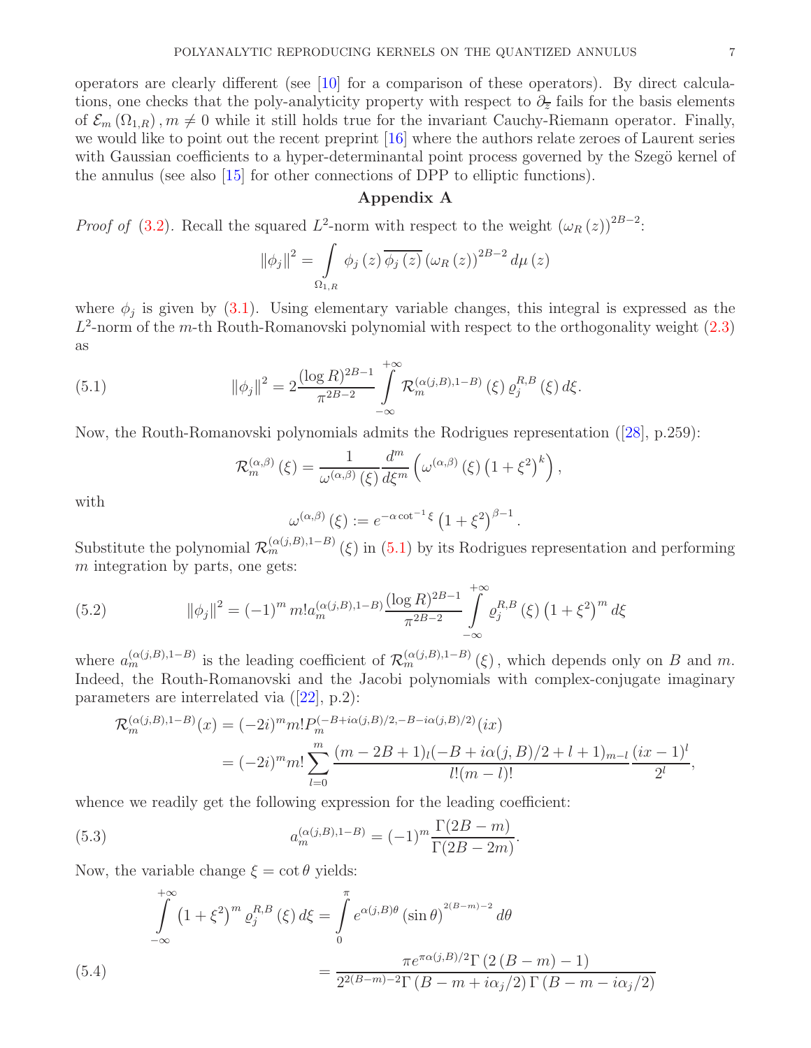operators are clearly different (see [10] for a comparison of these operators). By direct calculations, one checks that the poly-analyticity property with respect to $\partial_{\overline{z}}$ fails for the basis elements of $\mathcal{E}_m(\Omega_{1,R}), m \neq 0$ while it still holds true for the invariant Cauchy-Riemann operator. Finally, we would like to point out the recent preprint [16] where the authors relate zeroes of Laurent series with Gaussian coefficients to a hyper-determinantal point process governed by the Szegö kernel of the annulus (see also [15] for other connections of DPP to elliptic functions).

## Appendix A

*Proof of* (3.2). Recall the squared $L^2$-norm with respect to the weight $(\omega_R(z))^{2B-2}$:

$$\|\phi_j\|^2 = \int_{\Omega_{1,R}} \phi_j(z)\overline{\phi_j(z)}(\omega_R(z))^{2B-2} d\mu(z)$$

where $\phi_j$ is given by (3.1). Using elementary variable changes, this integral is expressed as the $L^2$-norm of the $m$-th Routh-Romanovski polynomial with respect to the orthogonality weight (2.3) as

$$\|\phi_j\|^2 = 2\frac{(\log R)^{2B-1}}{\pi^{2B-2}} \int_{-\infty}^{+\infty} \mathcal{R}_m^{(\alpha(j,B),1-B)}(\xi)\, \varrho_j^{R,B}(\xi)\, d\xi. \tag{5.1}$$

Now, the Routh-Romanovski polynomials admits the Rodrigues representation ([28], p.259):

$$\mathcal{R}_m^{(\alpha,\beta)}(\xi) = \frac{1}{\omega^{(\alpha,\beta)}(\xi)} \frac{d^m}{d\xi^m}\left(\omega^{(\alpha,\beta)}(\xi)\left(1+\xi^2\right)^k\right),$$

with

$$\omega^{(\alpha,\beta)}(\xi) := e^{-\alpha \cot^{-1}\xi}\left(1+\xi^2\right)^{\beta-1}.$$

Substitute the polynomial $\mathcal{R}_m^{(\alpha(j,B),1-B)}(\xi)$ in (5.1) by its Rodrigues representation and performing $m$ integration by parts, one gets:

$$\|\phi_j\|^2 = (-1)^m m!\, a_m^{(\alpha(j,B),1-B)} \frac{(\log R)^{2B-1}}{\pi^{2B-2}} \int_{-\infty}^{+\infty} \varrho_j^{R,B}(\xi)\left(1+\xi^2\right)^m d\xi \tag{5.2}$$

where $a_m^{(\alpha(j,B),1-B)}$ is the leading coefficient of $\mathcal{R}_m^{(\alpha(j,B),1-B)}(\xi)$, which depends only on $B$ and $m$. Indeed, the Routh-Romanovski and the Jacobi polynomials with complex-conjugate imaginary parameters are interrelated via ([22], p.2):

$$\begin{aligned}
\mathcal{R}_m^{(\alpha(j,B),1-B)}(x) &= (-2i)^m m! P_m^{(-B+i\alpha(j,B)/2,-B-i\alpha(j,B)/2)}(ix) \\
&= (-2i)^m m! \sum_{l=0}^{m} \frac{(m-2B+1)_l(-B+i\alpha(j,B)/2+l+1)_{m-l}}{l!(m-l)!} \frac{(ix-1)^l}{2^l},
\end{aligned}$$

whence we readily get the following expression for the leading coefficient:

$$a_m^{(\alpha(j,B),1-B)} = (-1)^m \frac{\Gamma(2B-m)}{\Gamma(2B-2m)}. \tag{5.3}$$

Now, the variable change $\xi = \cot\theta$ yields:

$$\begin{aligned}
\int_{-\infty}^{+\infty} \left(1+\xi^2\right)^m \varrho_j^{R,B}(\xi)\, d\xi &= \int_0^{\pi} e^{\alpha(j,B)\theta} (\sin\theta)^{2(B-m)-2} d\theta \\
&= \frac{\pi e^{\pi\alpha(j,B)/2}\Gamma(2(B-m)-1)}{2^{2(B-m)-2}\Gamma(B-m+i\alpha_j/2)\Gamma(B-m-i\alpha_j/2)}
\end{aligned} \tag{5.4}$$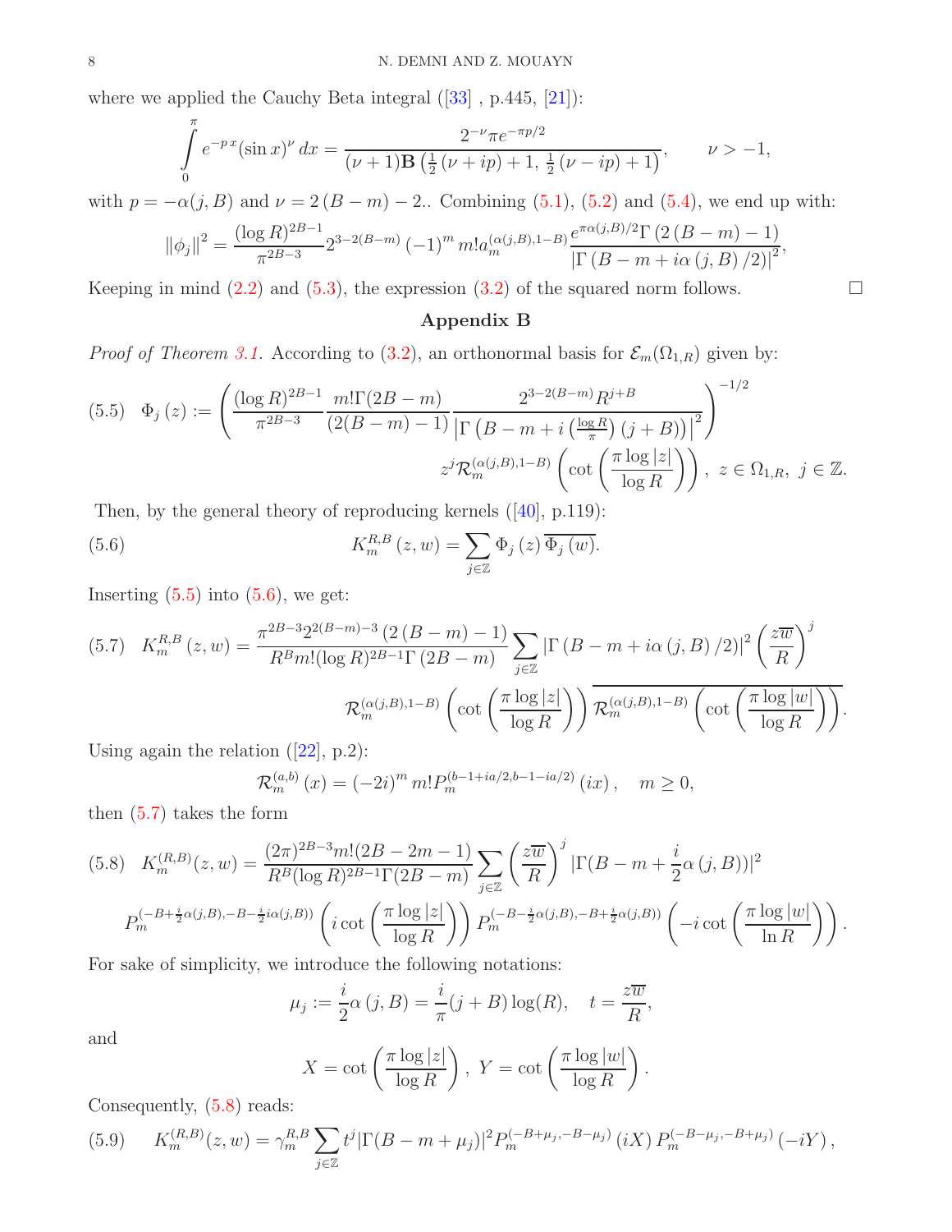where we applied the Cauchy Beta integral ([33] , p.445, [21]):

$$\int_0^{\pi} e^{-px}(\sin x)^{\nu}\,dx = \frac{2^{-\nu}\pi e^{-\pi p/2}}{(\nu+1)\mathbf{B}\left(\frac{1}{2}(\nu+ip)+1,\,\frac{1}{2}(\nu-ip)+1\right)}, \qquad \nu>-1,$$

with $p=-\alpha(j,B)$ and $\nu=2(B-m)-2$.. Combining (5.1), (5.2) and (5.4), we end up with:

$$\|\phi_j\|^2 = \frac{(\log R)^{2B-1}}{\pi^{2B-3}} 2^{3-2(B-m)}(-1)^m\, m!\, a_m^{(\alpha(j,B),1-B)} \frac{e^{\pi\alpha(j,B)/2}\Gamma\left(2(B-m)-1\right)}{\left|\Gamma\left(B-m+i\alpha(j,B)/2\right)\right|^2},$$

Keeping in mind (2.2) and (5.3), the expression (3.2) of the squared norm follows. □

## Appendix B

*Proof of Theorem 3.1.* According to (3.2), an orthonormal basis for $\mathcal{E}_m(\Omega_{1,R})$ given by:

$$\Phi_j(z) := \left(\frac{(\log R)^{2B-1}}{\pi^{2B-3}}\frac{m!\Gamma(2B-m)}{(2(B-m)-1)}\frac{2^{3-2(B-m)}R^{j+B}}{\left|\Gamma\left(B-m+i\left(\frac{\log R}{\pi}\right)(j+B)\right)\right|^2}\right)^{-1/2} z^j \mathcal{R}_m^{(\alpha(j,B),1-B)}\left(\cot\left(\frac{\pi\log|z|}{\log R}\right)\right),\; z\in\Omega_{1,R},\; j\in\mathbb{Z}. \tag{5.5}$$

Then, by the general theory of reproducing kernels ([40], p.119):

$$K_m^{R,B}(z,w) = \sum_{j\in\mathbb{Z}} \Phi_j(z)\overline{\Phi_j(w)}. \tag{5.6}$$

Inserting (5.5) into (5.6), we get:

$$K_m^{R,B}(z,w) = \frac{\pi^{2B-3}2^{2(B-m)-3}\left(2(B-m)-1\right)}{R^B m!(\log R)^{2B-1}\Gamma(2B-m)} \sum_{j\in\mathbb{Z}} \left|\Gamma\left(B-m+i\alpha(j,B)/2\right)\right|^2\left(\frac{z\overline{w}}{R}\right)^j \mathcal{R}_m^{(\alpha(j,B),1-B)}\left(\cot\left(\frac{\pi\log|z|}{\log R}\right)\right)\overline{\mathcal{R}_m^{(\alpha(j,B),1-B)}\left(\cot\left(\frac{\pi\log|w|}{\log R}\right)\right)}. \tag{5.7}$$

Using again the relation ([22], p.2):

$$\mathcal{R}_m^{(a,b)}(x) = (-2i)^m m! P_m^{(b-1+ia/2,b-1-ia/2)}(ix), \quad m\geq 0,$$

then (5.7) takes the form

$$K_m^{(R,B)}(z,w) = \frac{(2\pi)^{2B-3}m!(2B-2m-1)}{R^B(\log R)^{2B-1}\Gamma(2B-m)} \sum_{j\in\mathbb{Z}}\left(\frac{z\overline{w}}{R}\right)^j\left|\Gamma(B-m+\frac{i}{2}\alpha(j,B))\right|^2 P_m^{(-B+\frac{i}{2}\alpha(j,B),-B-\frac{i}{2}i\alpha(j,B))}\left(i\cot\left(\frac{\pi\log|z|}{\log R}\right)\right)P_m^{(-B-\frac{i}{2}\alpha(j,B),-B+\frac{i}{2}\alpha(j,B))}\left(-i\cot\left(\frac{\pi\log|w|}{\ln R}\right)\right). \tag{5.8}$$

For sake of simplicity, we introduce the following notations:

$$\mu_j := \frac{i}{2}\alpha(j,B) = \frac{i}{\pi}(j+B)\log(R), \quad t = \frac{z\overline{w}}{R},$$

and

$$X = \cot\left(\frac{\pi\log|z|}{\log R}\right),\; Y = \cot\left(\frac{\pi\log|w|}{\log R}\right).$$

Consequently, (5.8) reads:

$$K_m^{(R,B)}(z,w) = \gamma_m^{R,B}\sum_{j\in\mathbb{Z}} t^j|\Gamma(B-m+\mu_j)|^2 P_m^{(-B+\mu_j,-B-\mu_j)}(iX)\,P_m^{(-B-\mu_j,-B+\mu_j)}(-iY), \tag{5.9}$$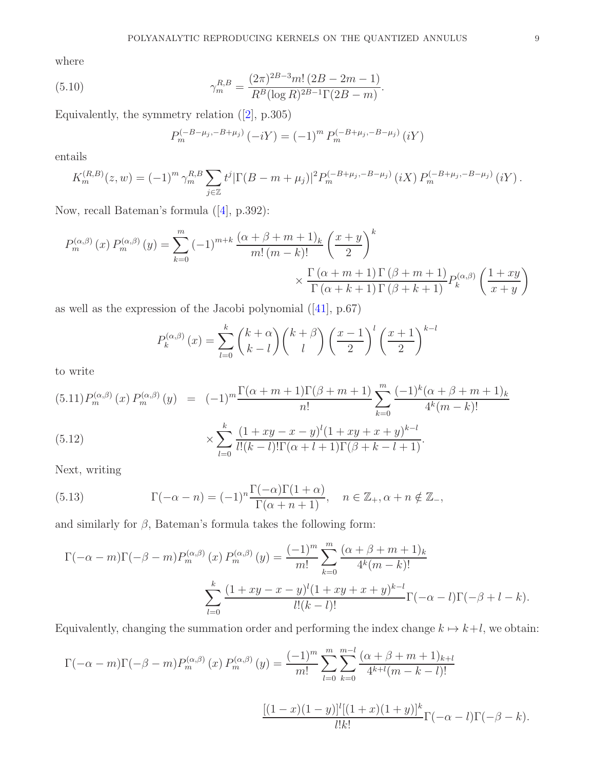where

$$\gamma_m^{R,B} = \frac{(2\pi)^{2B-3} m! \, (2B-2m-1)}{R^B (\log R)^{2B-1} \Gamma(2B-m)}. \tag{5.10}$$

Equivalently, the symmetry relation ([2], p.305)

$$P_m^{(-B-\mu_j,-B+\mu_j)}(-iY) = (-1)^m P_m^{(-B+\mu_j,-B-\mu_j)}(iY)$$

entails

$$K_m^{(R,B)}(z,w) = (-1)^m \gamma_m^{R,B} \sum_{j\in\mathbb{Z}} t^j |\Gamma(B-m+\mu_j)|^2 P_m^{(-B+\mu_j,-B-\mu_j)}(iX) \, P_m^{(-B+\mu_j,-B-\mu_j)}(iY).$$

Now, recall Bateman's formula ([4], p.392):

$$P_m^{(\alpha,\beta)}(x) \, P_m^{(\alpha,\beta)}(y) = \sum_{k=0}^{m} (-1)^{m+k} \frac{(\alpha+\beta+m+1)_k}{m! \, (m-k)!} \left(\frac{x+y}{2}\right)^k \times \frac{\Gamma(\alpha+m+1)\,\Gamma(\beta+m+1)}{\Gamma(\alpha+k+1)\,\Gamma(\beta+k+1)} P_k^{(\alpha,\beta)}\left(\frac{1+xy}{x+y}\right)$$

as well as the expression of the Jacobi polynomial ([41], p.67)

$$P_k^{(\alpha,\beta)}(x) = \sum_{l=0}^{k} \binom{k+\alpha}{k-l} \binom{k+\beta}{l} \left(\frac{x-1}{2}\right)^l \left(\frac{x+1}{2}\right)^{k-l}$$

to write

$$P_m^{(\alpha,\beta)}(x) \, P_m^{(\alpha,\beta)}(y) = (-1)^m \frac{\Gamma(\alpha+m+1)\Gamma(\beta+m+1)}{n!} \sum_{k=0}^{m} \frac{(-1)^k (\alpha+\beta+m+1)_k}{4^k (m-k)!} \tag{5.11}$$

$$\times \sum_{l=0}^{k} \frac{(1+xy-x-y)^l (1+xy+x+y)^{k-l}}{l!(k-l)! \Gamma(\alpha+l+1)\Gamma(\beta+k-l+1)}. \tag{5.12}$$

Next, writing

$$\Gamma(-\alpha-n) = (-1)^n \frac{\Gamma(-\alpha)\Gamma(1+\alpha)}{\Gamma(\alpha+n+1)}, \quad n \in \mathbb{Z}_+, \alpha+n \notin \mathbb{Z}_-, \tag{5.13}$$

and similarly for $\beta$, Bateman's formula takes the following form:

$$\Gamma(-\alpha-m)\Gamma(-\beta-m) P_m^{(\alpha,\beta)}(x) \, P_m^{(\alpha,\beta)}(y) = \frac{(-1)^m}{m!} \sum_{k=0}^{m} \frac{(\alpha+\beta+m+1)_k}{4^k (m-k)!} \sum_{l=0}^{k} \frac{(1+xy-x-y)^l (1+xy+x+y)^{k-l}}{l!(k-l)!} \Gamma(-\alpha-l)\Gamma(-\beta+l-k).$$

Equivalently, changing the summation order and performing the index change $k \mapsto k+l$, we obtain:

$$\Gamma(-\alpha-m)\Gamma(-\beta-m) P_m^{(\alpha,\beta)}(x) \, P_m^{(\alpha,\beta)}(y) = \frac{(-1)^m}{m!} \sum_{l=0}^{m} \sum_{k=0}^{m-l} \frac{(\alpha+\beta+m+1)_{k+l}}{4^{k+l} (m-k-l)!} \frac{[(1-x)(1-y)]^l [(1+x)(1+y)]^k}{l!k!} \Gamma(-\alpha-l)\Gamma(-\beta-k).$$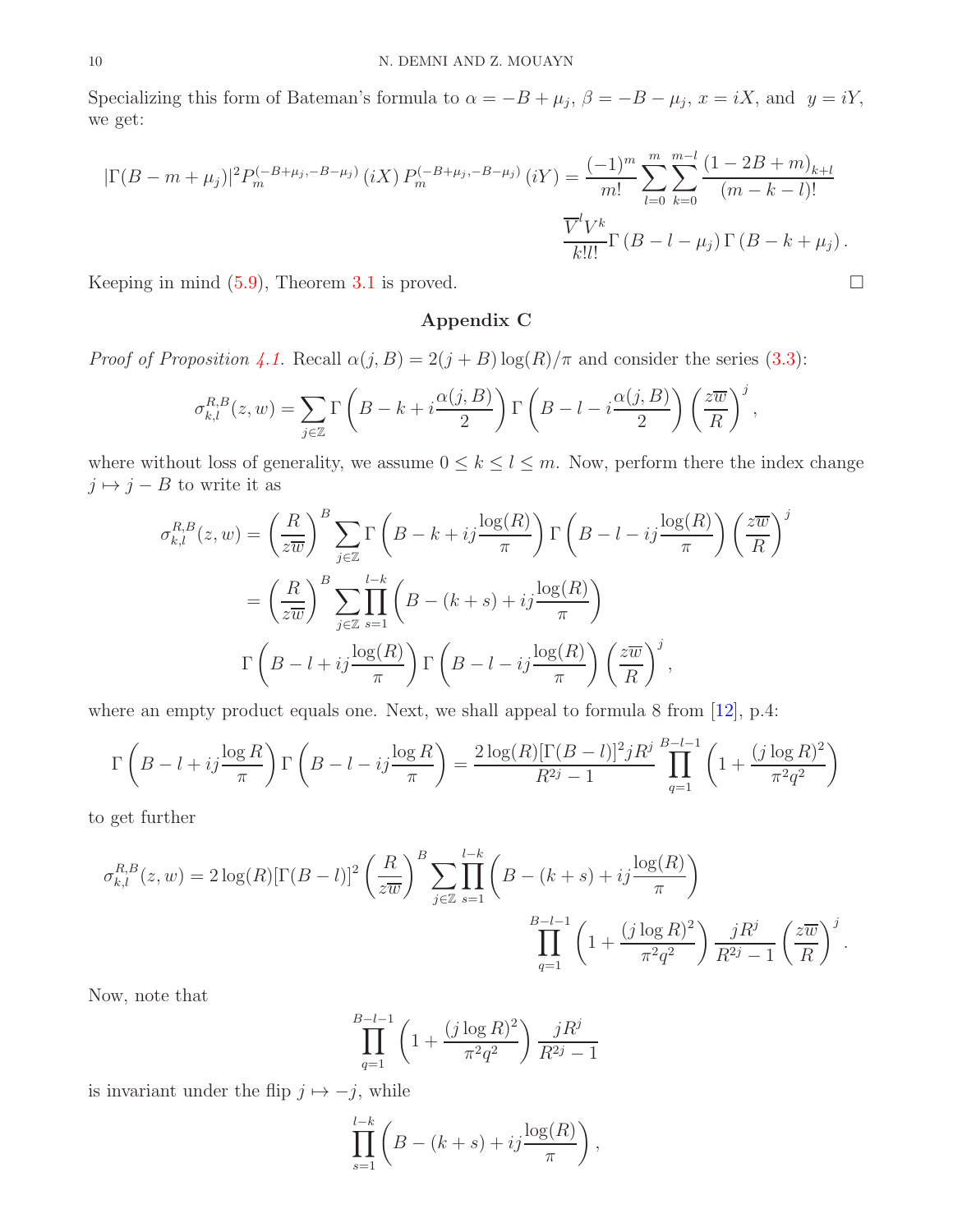Specializing this form of Bateman's formula to $\alpha = -B + \mu_j$, $\beta = -B - \mu_j$, $x = iX$, and $y = iY$, we get:

$$|\Gamma(B - m + \mu_j)|^2 P_m^{(-B+\mu_j, -B-\mu_j)}(iX)\, P_m^{(-B+\mu_j, -B-\mu_j)}(iY) = \frac{(-1)^m}{m!} \sum_{l=0}^{m} \sum_{k=0}^{m-l} \frac{(1-2B+m)_{k+l}}{(m-k-l)!} \frac{\overline{V}^l V^k}{k!l!} \Gamma(B - l - \mu_j)\, \Gamma(B - k + \mu_j).$$

Keeping in mind (5.9), Theorem 3.1 is proved. $\square$

## Appendix C

*Proof of Proposition 4.1.* Recall $\alpha(j, B) = 2(j + B)\log(R)/\pi$ and consider the series (3.3):

$$\sigma_{k,l}^{R,B}(z, w) = \sum_{j \in \mathbb{Z}} \Gamma\left(B - k + i\frac{\alpha(j, B)}{2}\right) \Gamma\left(B - l - i\frac{\alpha(j, B)}{2}\right) \left(\frac{z\overline{w}}{R}\right)^j,$$

where without loss of generality, we assume $0 \leq k \leq l \leq m$. Now, perform there the index change $j \mapsto j - B$ to write it as

$$\begin{aligned}
\sigma_{k,l}^{R,B}(z, w) &= \left(\frac{R}{z\overline{w}}\right)^B \sum_{j \in \mathbb{Z}} \Gamma\left(B - k + ij\frac{\log(R)}{\pi}\right) \Gamma\left(B - l - ij\frac{\log(R)}{\pi}\right) \left(\frac{z\overline{w}}{R}\right)^j \\
&= \left(\frac{R}{z\overline{w}}\right)^B \sum_{j \in \mathbb{Z}} \prod_{s=1}^{l-k} \left(B - (k+s) + ij\frac{\log(R)}{\pi}\right) \\
&\qquad \Gamma\left(B - l + ij\frac{\log(R)}{\pi}\right) \Gamma\left(B - l - ij\frac{\log(R)}{\pi}\right) \left(\frac{z\overline{w}}{R}\right)^j,
\end{aligned}$$

where an empty product equals one. Next, we shall appeal to formula 8 from [12], p.4:

$$\Gamma\left(B - l + ij\frac{\log R}{\pi}\right) \Gamma\left(B - l - ij\frac{\log R}{\pi}\right) = \frac{2\log(R)[\Gamma(B-l)]^2 jR^j}{R^{2j} - 1} \prod_{q=1}^{B-l-1} \left(1 + \frac{(j\log R)^2}{\pi^2 q^2}\right)$$

to get further

$$\sigma_{k,l}^{R,B}(z, w) = 2\log(R)[\Gamma(B-l)]^2 \left(\frac{R}{z\overline{w}}\right)^B \sum_{j \in \mathbb{Z}} \prod_{s=1}^{l-k} \left(B - (k+s) + ij\frac{\log(R)}{\pi}\right) \prod_{q=1}^{B-l-1} \left(1 + \frac{(j\log R)^2}{\pi^2 q^2}\right) \frac{jR^j}{R^{2j} - 1} \left(\frac{z\overline{w}}{R}\right)^j.$$

Now, note that

$$\prod_{q=1}^{B-l-1} \left(1 + \frac{(j\log R)^2}{\pi^2 q^2}\right) \frac{jR^j}{R^{2j} - 1}$$

is invariant under the flip $j \mapsto -j$, while

$$\prod_{s=1}^{l-k} \left(B - (k+s) + ij\frac{\log(R)}{\pi}\right),$$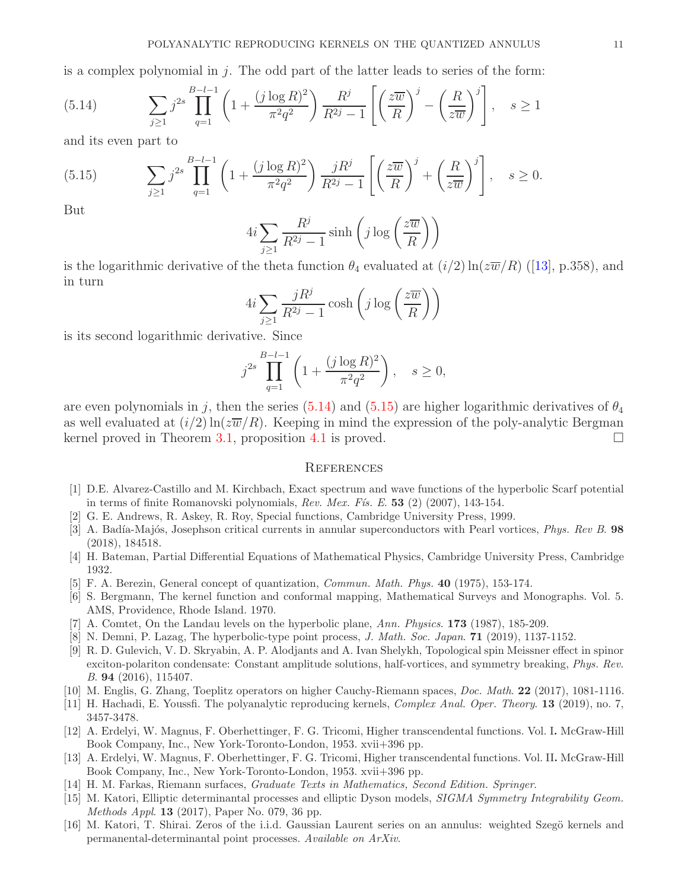is a complex polynomial in $j$. The odd part of the latter leads to series of the form:

$$\sum_{j\geq 1} j^{2s} \prod_{q=1}^{B-l-1}\left(1+\frac{(j\log R)^2}{\pi^2 q^2}\right)\frac{R^j}{R^{2j}-1}\left[\left(\frac{z\overline{w}}{R}\right)^j - \left(\frac{R}{z\overline{w}}\right)^j\right], \quad s\geq 1 \tag{5.14}$$

and its even part to

$$\sum_{j\geq 1} j^{2s} \prod_{q=1}^{B-l-1}\left(1+\frac{(j\log R)^2}{\pi^2 q^2}\right)\frac{jR^j}{R^{2j}-1}\left[\left(\frac{z\overline{w}}{R}\right)^j + \left(\frac{R}{z\overline{w}}\right)^j\right], \quad s\geq 0. \tag{5.15}$$

But

$$4i\sum_{j\geq 1}\frac{R^j}{R^{2j}-1}\sinh\left(j\log\left(\frac{z\overline{w}}{R}\right)\right)$$

is the logarithmic derivative of the theta function $\theta_4$ evaluated at $(i/2)\ln(z\overline{w}/R)$ ([13], p.358), and in turn

$$4i\sum_{j\geq 1}\frac{jR^j}{R^{2j}-1}\cosh\left(j\log\left(\frac{z\overline{w}}{R}\right)\right)$$

is its second logarithmic derivative. Since

$$j^{2s}\prod_{q=1}^{B-l-1}\left(1+\frac{(j\log R)^2}{\pi^2 q^2}\right), \quad s\geq 0,$$

are even polynomials in $j$, then the series (5.14) and (5.15) are higher logarithmic derivatives of $\theta_4$ as well evaluated at $(i/2)\ln(z\overline{w}/R)$. Keeping in mind the expression of the poly-analytic Bergman kernel proved in Theorem 3.1, proposition 4.1 is proved. □

## References

[1] D.E. Alvarez-Castillo and M. Kirchbach, Exact spectrum and wave functions of the hyperbolic Scarf potential in terms of finite Romanovski polynomials, *Rev. Mex. Fís. E.* **53** (2) (2007), 143-154.

[2] G. E. Andrews, R. Askey, R. Roy, Special functions, Cambridge University Press, 1999.

[3] A. Badía-Majós, Josephson critical currents in annular superconductors with Pearl vortices, *Phys. Rev B.* **98** (2018), 184518.

[4] H. Bateman, Partial Differential Equations of Mathematical Physics, Cambridge University Press, Cambridge 1932.

[5] F. A. Berezin, General concept of quantization, *Commun. Math. Phys.* **40** (1975), 153-174.

[6] S. Bergmann, The kernel function and conformal mapping, Mathematical Surveys and Monographs. Vol. 5. AMS, Providence, Rhode Island. 1970.

[7] A. Comtet, On the Landau levels on the hyperbolic plane, *Ann. Physics.* **173** (1987), 185-209.

[8] N. Demni, P. Lazag, The hyperbolic-type point process, *J. Math. Soc. Japan.* **71** (2019), 1137-1152.

[9] R. D. Gulevich, V. D. Skryabin, A. P. Alodjants and A. Ivan Shelykh, Topological spin Meissner effect in spinor exciton-polariton condensate: Constant amplitude solutions, half-vortices, and symmetry breaking, *Phys. Rev. B.* **94** (2016), 115407.

[10] M. Englis, G. Zhang, Toeplitz operators on higher Cauchy-Riemann spaces, *Doc. Math.* **22** (2017), 1081-1116.

[11] H. Hachadi, E. Youssfi. The polyanalytic reproducing kernels, *Complex Anal. Oper. Theory.* **13** (2019), no. 7, 3457-3478.

[12] A. Erdelyi, W. Magnus, F. Oberhettinger, F. G. Tricomi, Higher transcendental functions. Vol. I. McGraw-Hill Book Company, Inc., New York-Toronto-London, 1953. xvii+396 pp.

[13] A. Erdelyi, W. Magnus, F. Oberhettinger, F. G. Tricomi, Higher transcendental functions. Vol. II. McGraw-Hill Book Company, Inc., New York-Toronto-London, 1953. xvii+396 pp.

[14] H. M. Farkas, Riemann surfaces, *Graduate Texts in Mathematics, Second Edition. Springer.*

[15] M. Katori, Elliptic determinantal processes and elliptic Dyson models, *SIGMA Symmetry Integrability Geom. Methods Appl.* **13** (2017), Paper No. 079, 36 pp.

[16] M. Katori, T. Shirai. Zeros of the i.i.d. Gaussian Laurent series on an annulus: weighted Szegö kernels and permanental-determinantal point processes. *Available on ArXiv.*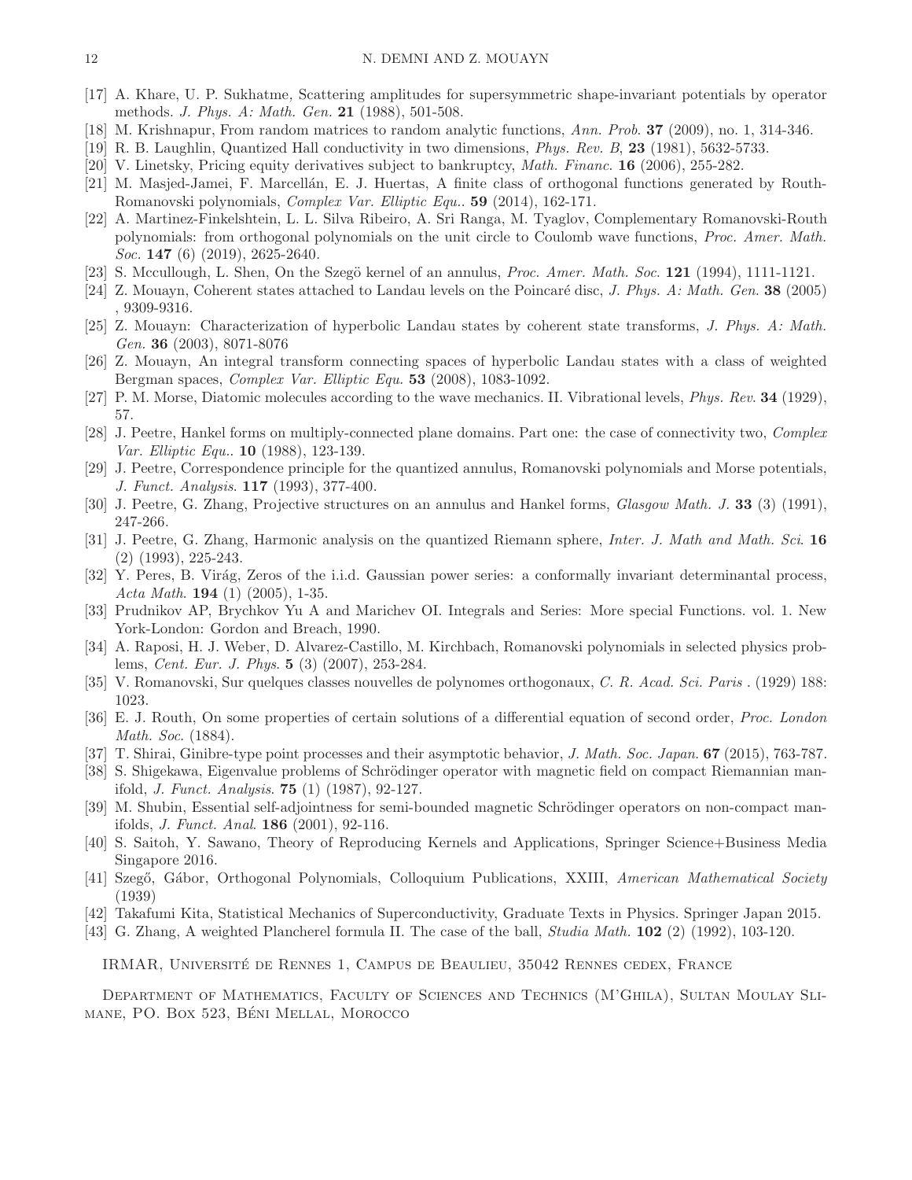[17] A. Khare, U. P. Sukhatme, Scattering amplitudes for supersymmetric shape-invariant potentials by operator methods. *J. Phys. A: Math. Gen.* **21** (1988), 501-508.

[18] M. Krishnapur, From random matrices to random analytic functions, *Ann. Prob.* **37** (2009), no. 1, 314-346.

[19] R. B. Laughlin, Quantized Hall conductivity in two dimensions, *Phys. Rev. B*, **23** (1981), 5632-5733.

[20] V. Linetsky, Pricing equity derivatives subject to bankruptcy, *Math. Financ.* **16** (2006), 255-282.

[21] M. Masjed-Jamei, F. Marcellán, E. J. Huertas, A finite class of orthogonal functions generated by Routh-Romanovski polynomials, *Complex Var. Elliptic Equ..* **59** (2014), 162-171.

[22] A. Martinez-Finkelshtein, L. L. Silva Ribeiro, A. Sri Ranga, M. Tyaglov, Complementary Romanovski-Routh polynomials: from orthogonal polynomials on the unit circle to Coulomb wave functions, *Proc. Amer. Math. Soc.* **147** (6) (2019), 2625-2640.

[23] S. Mccullough, L. Shen, On the Szegö kernel of an annulus, *Proc. Amer. Math. Soc.* **121** (1994), 1111-1121.

[24] Z. Mouayn, Coherent states attached to Landau levels on the Poincaré disc, *J. Phys. A: Math. Gen.* **38** (2005) , 9309-9316.

[25] Z. Mouayn: Characterization of hyperbolic Landau states by coherent state transforms, *J. Phys. A: Math. Gen.* **36** (2003), 8071-8076

[26] Z. Mouayn, An integral transform connecting spaces of hyperbolic Landau states with a class of weighted Bergman spaces, *Complex Var. Elliptic Equ.* **53** (2008), 1083-1092.

[27] P. M. Morse, Diatomic molecules according to the wave mechanics. II. Vibrational levels, *Phys. Rev.* **34** (1929), 57.

[28] J. Peetre, Hankel forms on multiply-connected plane domains. Part one: the case of connectivity two, *Complex Var. Elliptic Equ..* **10** (1988), 123-139.

[29] J. Peetre, Correspondence principle for the quantized annulus, Romanovski polynomials and Morse potentials, *J. Funct. Analysis*. **117** (1993), 377-400.

[30] J. Peetre, G. Zhang, Projective structures on an annulus and Hankel forms, *Glasgow Math. J.* **33** (3) (1991), 247-266.

[31] J. Peetre, G. Zhang, Harmonic analysis on the quantized Riemann sphere, *Inter. J. Math and Math. Sci*. **16** (2) (1993), 225-243.

[32] Y. Peres, B. Virág, Zeros of the i.i.d. Gaussian power series: a conformally invariant determinantal process, *Acta Math*. **194** (1) (2005), 1-35.

[33] Prudnikov AP, Brychkov Yu A and Marichev OI. Integrals and Series: More special Functions. vol. 1. New York-London: Gordon and Breach, 1990.

[34] A. Raposi, H. J. Weber, D. Alvarez-Castillo, M. Kirchbach, Romanovski polynomials in selected physics problems, *Cent. Eur. J. Phys.* **5** (3) (2007), 253-284.

[35] V. Romanovski, Sur quelques classes nouvelles de polynomes orthogonaux, *C. R. Acad. Sci. Paris* . (1929) 188: 1023.

[36] E. J. Routh, On some properties of certain solutions of a differential equation of second order, *Proc. London Math. Soc.* (1884).

[37] T. Shirai, Ginibre-type point processes and their asymptotic behavior, *J. Math. Soc. Japan.* **67** (2015), 763-787.

[38] S. Shigekawa, Eigenvalue problems of Schrödinger operator with magnetic field on compact Riemannian manifold, *J. Funct. Analysis*. **75** (1) (1987), 92-127.

[39] M. Shubin, Essential self-adjointness for semi-bounded magnetic Schrödinger operators on non-compact manifolds, *J. Funct. Anal*. **186** (2001), 92-116.

[40] S. Saitoh, Y. Sawano, Theory of Reproducing Kernels and Applications, Springer Science+Business Media Singapore 2016.

[41] Szegő, Gábor, Orthogonal Polynomials, Colloquium Publications, XXIII, *American Mathematical Society* (1939)

[42] Takafumi Kita, Statistical Mechanics of Superconductivity, Graduate Texts in Physics. Springer Japan 2015.

[43] G. Zhang, A weighted Plancherel formula II. The case of the ball, *Studia Math.* **102** (2) (1992), 103-120.

IRMAR, Université de Rennes 1, Campus de Beaulieu, 35042 Rennes cedex, France

Department of Mathematics, Faculty of Sciences and Technics (M'Ghila), Sultan Moulay Slimane, PO. Box 523, Béni Mellal, Morocco